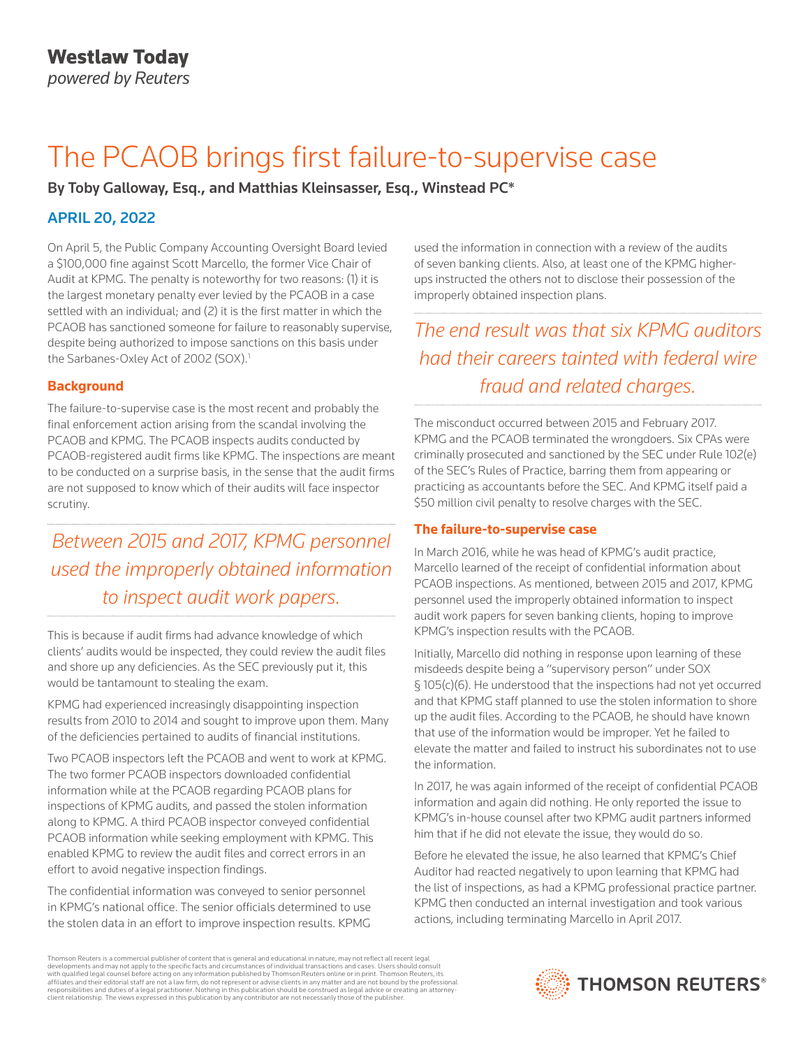Westlaw Today
*powered by Reuters*

# The PCAOB brings first failure-to-supervise case

**By Toby Galloway, Esq., and Matthias Kleinsasser, Esq., Winstead PC***

**APRIL 20, 2022**

On April 5, the Public Company Accounting Oversight Board levied a $100,000 fine against Scott Marcello, the former Vice Chair of Audit at KPMG. The penalty is noteworthy for two reasons: (1) it is the largest monetary penalty ever levied by the PCAOB in a case settled with an individual; and (2) it is the first matter in which the PCAOB has sanctioned someone for failure to reasonably supervise, despite being authorized to impose sanctions on this basis under the Sarbanes-Oxley Act of 2002 (SOX).[1]

## Background

The failure-to-supervise case is the most recent and probably the final enforcement action arising from the scandal involving the PCAOB and KPMG. The PCAOB inspects audits conducted by PCAOB-registered audit firms like KPMG. The inspections are meant to be conducted on a surprise basis, in the sense that the audit firms are not supposed to know which of their audits will face inspector scrutiny.

*Between 2015 and 2017, KPMG personnel used the improperly obtained information to inspect audit work papers.*

This is because if audit firms had advance knowledge of which clients' audits would be inspected, they could review the audit files and shore up any deficiencies. As the SEC previously put it, this would be tantamount to stealing the exam.

KPMG had experienced increasingly disappointing inspection results from 2010 to 2014 and sought to improve upon them. Many of the deficiencies pertained to audits of financial institutions.

Two PCAOB inspectors left the PCAOB and went to work at KPMG. The two former PCAOB inspectors downloaded confidential information while at the PCAOB regarding PCAOB plans for inspections of KPMG audits, and passed the stolen information along to KPMG. A third PCAOB inspector conveyed confidential PCAOB information while seeking employment with KPMG. This enabled KPMG to review the audit files and correct errors in an effort to avoid negative inspection findings.

The confidential information was conveyed to senior personnel in KPMG's national office. The senior officials determined to use the stolen data in an effort to improve inspection results. KPMG used the information in connection with a review of the audits of seven banking clients. Also, at least one of the KPMG higher-ups instructed the others not to disclose their possession of the improperly obtained inspection plans.

*The end result was that six KPMG auditors had their careers tainted with federal wire fraud and related charges.*

The misconduct occurred between 2015 and February 2017. KPMG and the PCAOB terminated the wrongdoers. Six CPAs were criminally prosecuted and sanctioned by the SEC under Rule 102(e) of the SEC's Rules of Practice, barring them from appearing or practicing as accountants before the SEC. And KPMG itself paid a $50 million civil penalty to resolve charges with the SEC.

## The failure-to-supervise case

In March 2016, while he was head of KPMG's audit practice, Marcello learned of the receipt of confidential information about PCAOB inspections. As mentioned, between 2015 and 2017, KPMG personnel used the improperly obtained information to inspect audit work papers for seven banking clients, hoping to improve KPMG's inspection results with the PCAOB.

Initially, Marcello did nothing in response upon learning of these misdeeds despite being a "supervisory person" under SOX § 105(c)(6). He understood that the inspections had not yet occurred and that KPMG staff planned to use the stolen information to shore up the audit files. According to the PCAOB, he should have known that use of the information would be improper. Yet he failed to elevate the matter and failed to instruct his subordinates not to use the information.

In 2017, he was again informed of the receipt of confidential PCAOB information and again did nothing. He only reported the issue to KPMG's in-house counsel after two KPMG audit partners informed him that if he did not elevate the issue, they would do so.

Before he elevated the issue, he also learned that KPMG's Chief Auditor had reacted negatively to upon learning that KPMG had the list of inspections, as had a KPMG professional practice partner. KPMG then conducted an internal investigation and took various actions, including terminating Marcello in April 2017.

Thomson Reuters is a commercial publisher of content that is general and educational in nature, may not reflect all recent legal developments and may not apply to the specific facts and circumstances of individual transactions and cases. Users should consult with qualified legal counsel before acting on any information published by Thomson Reuters online or in print. Thomson Reuters, its affiliates and their editorial staff are not a law firm, do not represent or advise clients in any matter and are not bound by the professional responsibilities and duties of a legal practitioner. Nothing in this publication should be construed as legal advice or creating an attorney-client relationship. The views expressed in this publication by any contributor are not necessarily those of the publisher.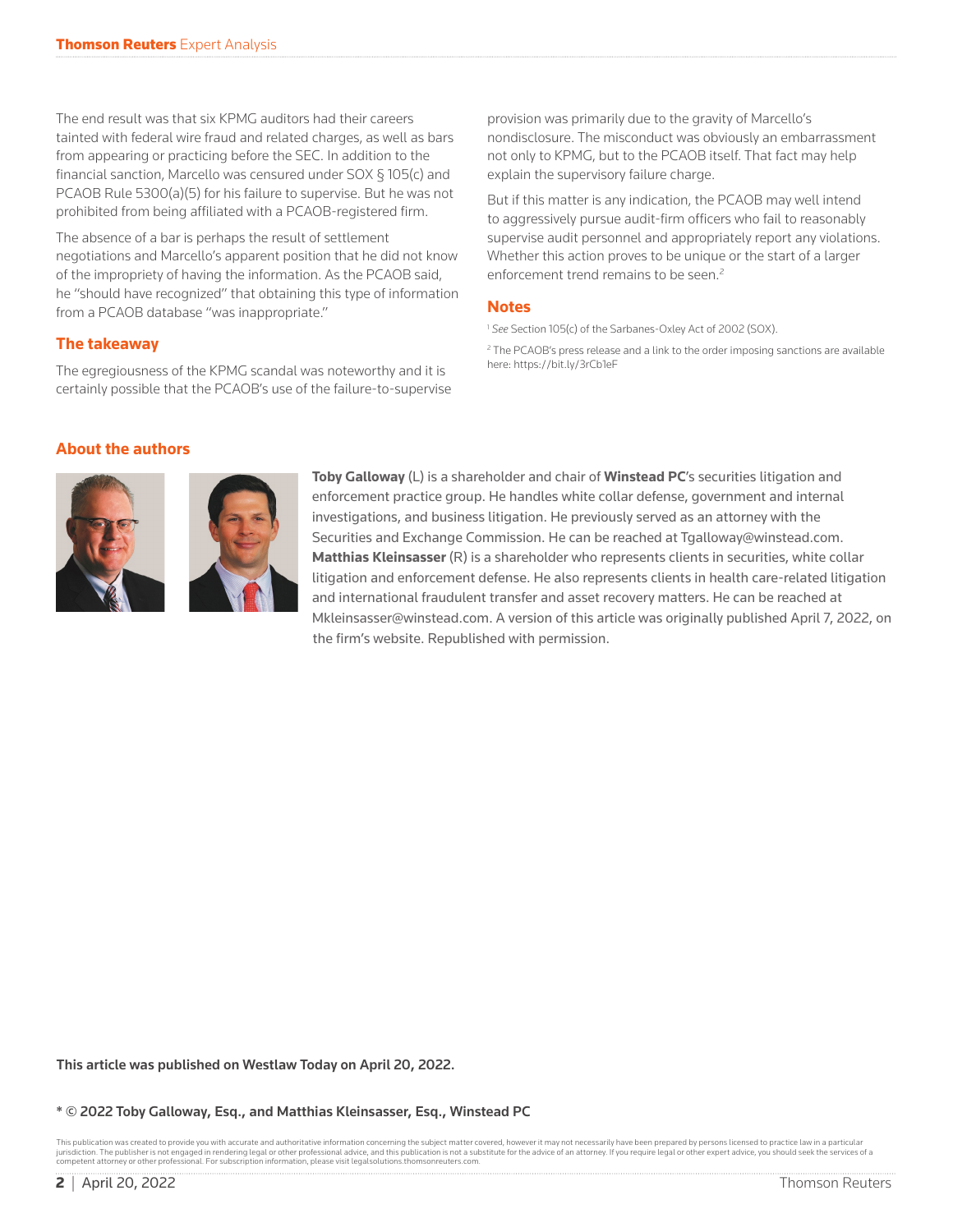The end result was that six KPMG auditors had their careers tainted with federal wire fraud and related charges, as well as bars from appearing or practicing before the SEC. In addition to the financial sanction, Marcello was censured under SOX § 105(c) and PCAOB Rule 5300(a)(5) for his failure to supervise. But he was not prohibited from being affiliated with a PCAOB-registered firm.

The absence of a bar is perhaps the result of settlement negotiations and Marcello's apparent position that he did not know of the impropriety of having the information. As the PCAOB said, he "should have recognized" that obtaining this type of information from a PCAOB database "was inappropriate."

## The takeaway

The egregiousness of the KPMG scandal was noteworthy and it is certainly possible that the PCAOB's use of the failure-to-supervise provision was primarily due to the gravity of Marcello's nondisclosure. The misconduct was obviously an embarrassment not only to KPMG, but to the PCAOB itself. That fact may help explain the supervisory failure charge.

But if this matter is any indication, the PCAOB may well intend to aggressively pursue audit-firm officers who fail to reasonably supervise audit personnel and appropriately report any violations. Whether this action proves to be unique or the start of a larger enforcement trend remains to be seen.[2]

## Notes

[1] *See* Section 105(c) of the Sarbanes-Oxley Act of 2002 (SOX).

[2] The PCAOB's press release and a link to the order imposing sanctions are available here: https://bit.ly/3rCb1eF

## About the authors

**Toby Galloway** (L) is a shareholder and chair of **Winstead PC**'s securities litigation and enforcement practice group. He handles white collar defense, government and internal investigations, and business litigation. He previously served as an attorney with the Securities and Exchange Commission. He can be reached at Tgalloway@winstead.com. **Matthias Kleinsasser** (R) is a shareholder who represents clients in securities, white collar litigation and enforcement defense. He also represents clients in health care-related litigation and international fraudulent transfer and asset recovery matters. He can be reached at Mkleinsasser@winstead.com. A version of this article was originally published April 7, 2022, on the firm's website. Republished with permission.

**This article was published on Westlaw Today on April 20, 2022.**

**\* © 2022 Toby Galloway, Esq., and Matthias Kleinsasser, Esq., Winstead PC**

This publication was created to provide you with accurate and authoritative information concerning the subject matter covered, however it may not necessarily have been prepared by persons licensed to practice law in a particular jurisdiction. The publisher is not engaged in rendering legal or other professional advice, and this publication is not a substitute for the advice of an attorney. If you require legal or other expert advice, you should seek the services of a competent attorney or other professional. For subscription information, please visit legalsolutions.thomsonreuters.com.